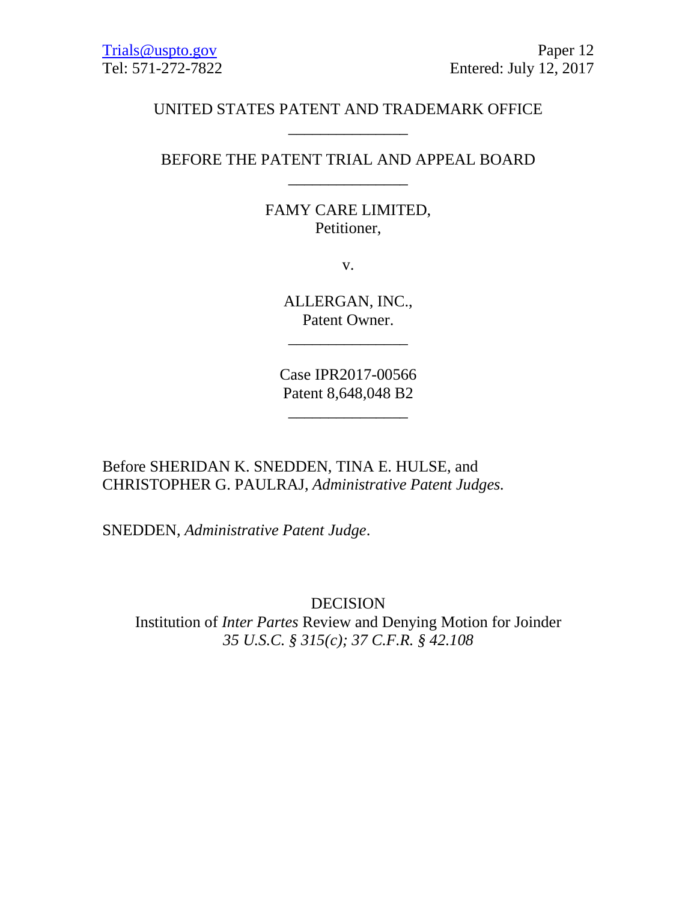Trials@uspto.gov
Tel: 571-272-7822

Paper 12
Entered: July 12, 2017

UNITED STATES PATENT AND TRADEMARK OFFICE

_______________

BEFORE THE PATENT TRIAL AND APPEAL BOARD

_______________

FAMY CARE LIMITED,
Petitioner,

v.

ALLERGAN, INC.,
Patent Owner.

_______________

Case IPR2017-00566
Patent 8,648,048 B2

_______________

Before SHERIDAN K. SNEDDEN, TINA E. HULSE, and CHRISTOPHER G. PAULRAJ, *Administrative Patent Judges.*

SNEDDEN, *Administrative Patent Judge*.

DECISION
Institution of *Inter Partes* Review and Denying Motion for Joinder
*35 U.S.C. § 315(c); 37 C.F.R. § 42.108*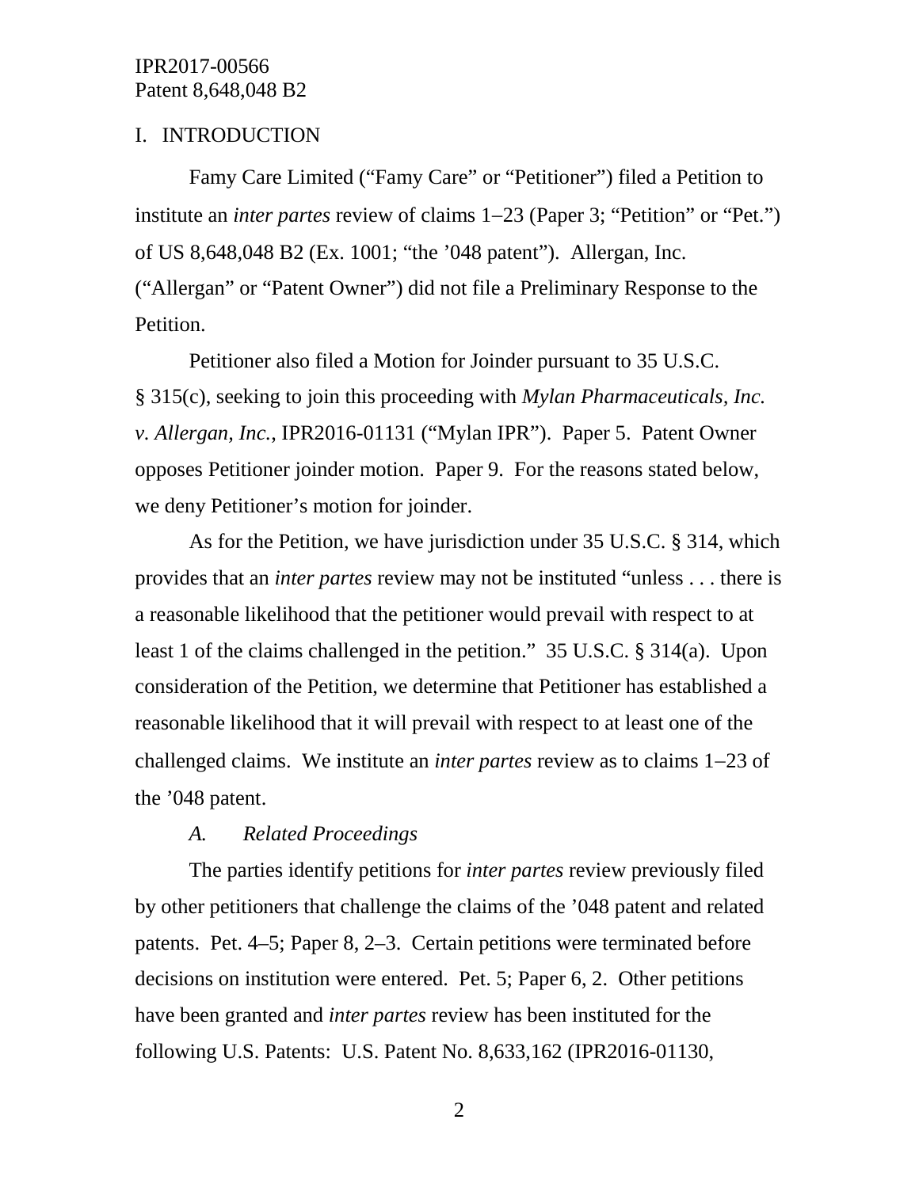## I. INTRODUCTION

Famy Care Limited ("Famy Care" or "Petitioner") filed a Petition to institute an *inter partes* review of claims 1–23 (Paper 3; "Petition" or "Pet.") of US 8,648,048 B2 (Ex. 1001; "the '048 patent"). Allergan, Inc. ("Allergan" or "Patent Owner") did not file a Preliminary Response to the Petition.

Petitioner also filed a Motion for Joinder pursuant to 35 U.S.C. § 315(c), seeking to join this proceeding with *Mylan Pharmaceuticals, Inc. v. Allergan, Inc.*, IPR2016-01131 ("Mylan IPR"). Paper 5. Patent Owner opposes Petitioner joinder motion. Paper 9. For the reasons stated below, we deny Petitioner's motion for joinder.

As for the Petition, we have jurisdiction under 35 U.S.C. § 314, which provides that an *inter partes* review may not be instituted "unless . . . there is a reasonable likelihood that the petitioner would prevail with respect to at least 1 of the claims challenged in the petition." 35 U.S.C. § 314(a). Upon consideration of the Petition, we determine that Petitioner has established a reasonable likelihood that it will prevail with respect to at least one of the challenged claims. We institute an *inter partes* review as to claims 1–23 of the '048 patent.

### *A. Related Proceedings*

The parties identify petitions for *inter partes* review previously filed by other petitioners that challenge the claims of the '048 patent and related patents. Pet. 4–5; Paper 8, 2–3. Certain petitions were terminated before decisions on institution were entered. Pet. 5; Paper 6, 2. Other petitions have been granted and *inter partes* review has been instituted for the following U.S. Patents: U.S. Patent No. 8,633,162 (IPR2016-01130,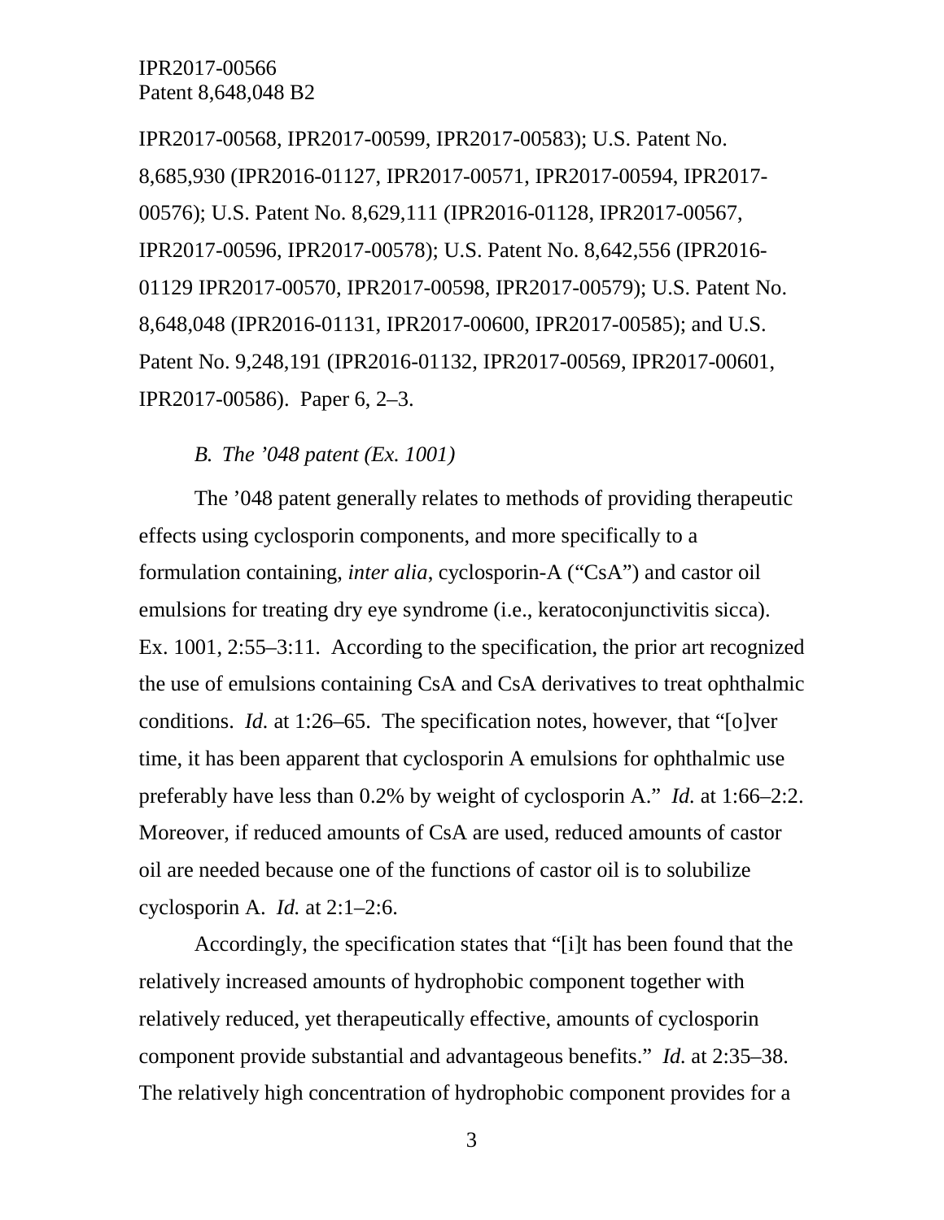IPR2017-00568, IPR2017-00599, IPR2017-00583); U.S. Patent No. 8,685,930 (IPR2016-01127, IPR2017-00571, IPR2017-00594, IPR2017-00576); U.S. Patent No. 8,629,111 (IPR2016-01128, IPR2017-00567, IPR2017-00596, IPR2017-00578); U.S. Patent No. 8,642,556 (IPR2016-01129 IPR2017-00570, IPR2017-00598, IPR2017-00579); U.S. Patent No. 8,648,048 (IPR2016-01131, IPR2017-00600, IPR2017-00585); and U.S. Patent No. 9,248,191 (IPR2016-01132, IPR2017-00569, IPR2017-00601, IPR2017-00586). Paper 6, 2–3.

*B. The '048 patent (Ex. 1001)*

The '048 patent generally relates to methods of providing therapeutic effects using cyclosporin components, and more specifically to a formulation containing, *inter alia*, cyclosporin-A ("CsA") and castor oil emulsions for treating dry eye syndrome (i.e., keratoconjunctivitis sicca). Ex. 1001, 2:55–3:11. According to the specification, the prior art recognized the use of emulsions containing CsA and CsA derivatives to treat ophthalmic conditions. *Id.* at 1:26–65. The specification notes, however, that "[o]ver time, it has been apparent that cyclosporin A emulsions for ophthalmic use preferably have less than 0.2% by weight of cyclosporin A." *Id.* at 1:66–2:2. Moreover, if reduced amounts of CsA are used, reduced amounts of castor oil are needed because one of the functions of castor oil is to solubilize cyclosporin A. *Id.* at 2:1–2:6.

Accordingly, the specification states that "[i]t has been found that the relatively increased amounts of hydrophobic component together with relatively reduced, yet therapeutically effective, amounts of cyclosporin component provide substantial and advantageous benefits." *Id.* at 2:35–38. The relatively high concentration of hydrophobic component provides for a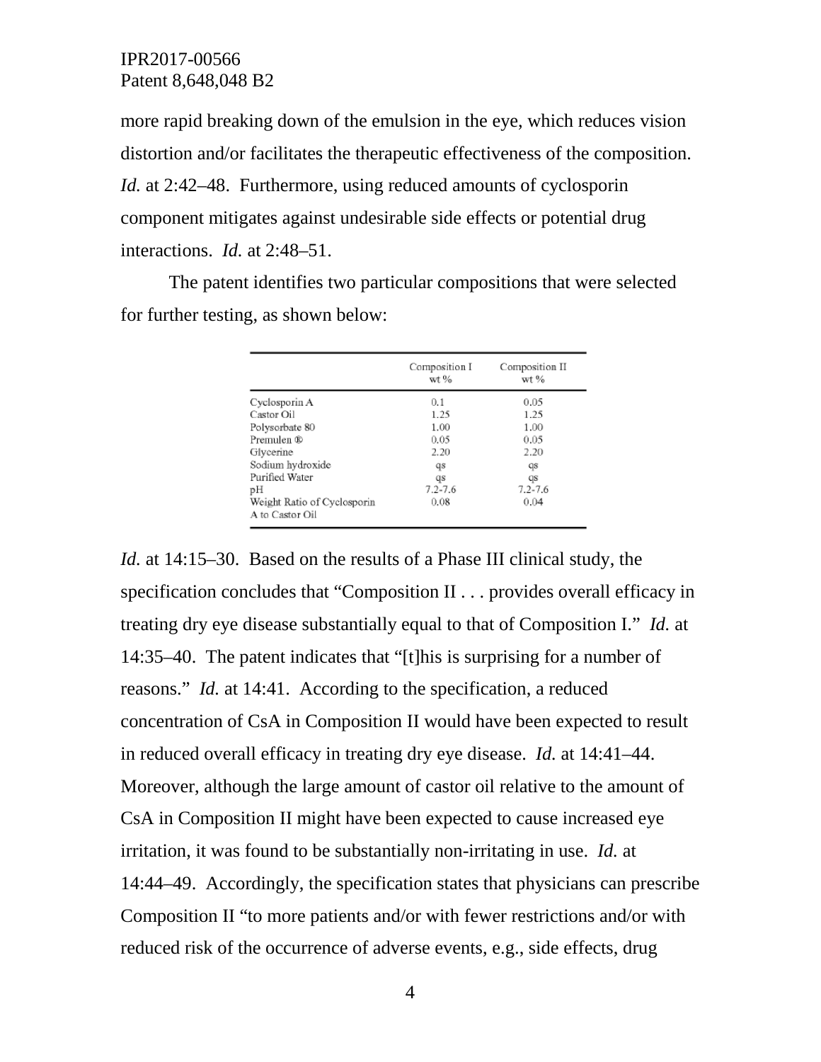more rapid breaking down of the emulsion in the eye, which reduces vision distortion and/or facilitates the therapeutic effectiveness of the composition. *Id.* at 2:42–48. Furthermore, using reduced amounts of cyclosporin component mitigates against undesirable side effects or potential drug interactions. *Id.* at 2:48–51.

The patent identifies two particular compositions that were selected for further testing, as shown below:

| | Composition I wt % | Composition II wt % |
|---|---|---|
| Cyclosporin A | 0.1 | 0.05 |
| Castor Oil | 1.25 | 1.25 |
| Polysorbate 80 | 1.00 | 1.00 |
| Premulen ® | 0.05 | 0.05 |
| Glycerine | 2.20 | 2.20 |
| Sodium hydroxide | qs | qs |
| Purified Water | qs | qs |
| pH | 7.2-7.6 | 7.2-7.6 |
| Weight Ratio of Cyclosporin A to Castor Oil | 0.08 | 0.04 |

*Id.* at 14:15–30. Based on the results of a Phase III clinical study, the specification concludes that "Composition II . . . provides overall efficacy in treating dry eye disease substantially equal to that of Composition I." *Id.* at 14:35–40. The patent indicates that "[t]his is surprising for a number of reasons." *Id.* at 14:41. According to the specification, a reduced concentration of CsA in Composition II would have been expected to result in reduced overall efficacy in treating dry eye disease. *Id.* at 14:41–44. Moreover, although the large amount of castor oil relative to the amount of CsA in Composition II might have been expected to cause increased eye irritation, it was found to be substantially non-irritating in use. *Id.* at 14:44–49. Accordingly, the specification states that physicians can prescribe Composition II "to more patients and/or with fewer restrictions and/or with reduced risk of the occurrence of adverse events, e.g., side effects, drug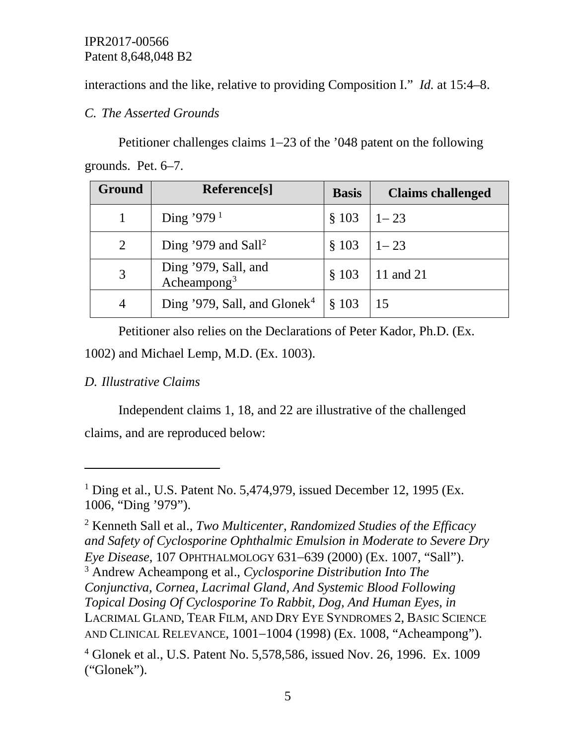interactions and the like, relative to providing Composition I." *Id.* at 15:4–8.

*C. The Asserted Grounds*

Petitioner challenges claims 1–23 of the '048 patent on the following grounds. Pet. 6–7.

| Ground | Reference[s] | Basis | Claims challenged |
|---|---|---|---|
| 1 | Ding '979 [1] | § 103 | 1– 23 |
| 2 | Ding '979 and Sall[2] | § 103 | 1– 23 |
| 3 | Ding '979, Sall, and Acheampong[3] | § 103 | 11 and 21 |
| 4 | Ding '979, Sall, and Glonek[4] | § 103 | 15 |

Petitioner also relies on the Declarations of Peter Kador, Ph.D. (Ex. 1002) and Michael Lemp, M.D. (Ex. 1003).

*D. Illustrative Claims*

Independent claims 1, 18, and 22 are illustrative of the challenged claims, and are reproduced below:

---

[1] Ding et al., U.S. Patent No. 5,474,979, issued December 12, 1995 (Ex. 1006, "Ding '979").

[2] Kenneth Sall et al., *Two Multicenter, Randomized Studies of the Efficacy and Safety of Cyclosporine Ophthalmic Emulsion in Moderate to Severe Dry Eye Disease*, 107 OPHTHALMOLOGY 631–639 (2000) (Ex. 1007, "Sall").

[3] Andrew Acheampong et al., *Cyclosporine Distribution Into The Conjunctiva, Cornea, Lacrimal Gland, And Systemic Blood Following Topical Dosing Of Cyclosporine To Rabbit, Dog, And Human Eyes*, *in* LACRIMAL GLAND, TEAR FILM, AND DRY EYE SYNDROMES 2, BASIC SCIENCE AND CLINICAL RELEVANCE, 1001–1004 (1998) (Ex. 1008, "Acheampong").

[4] Glonek et al., U.S. Patent No. 5,578,586, issued Nov. 26, 1996. Ex. 1009 ("Glonek").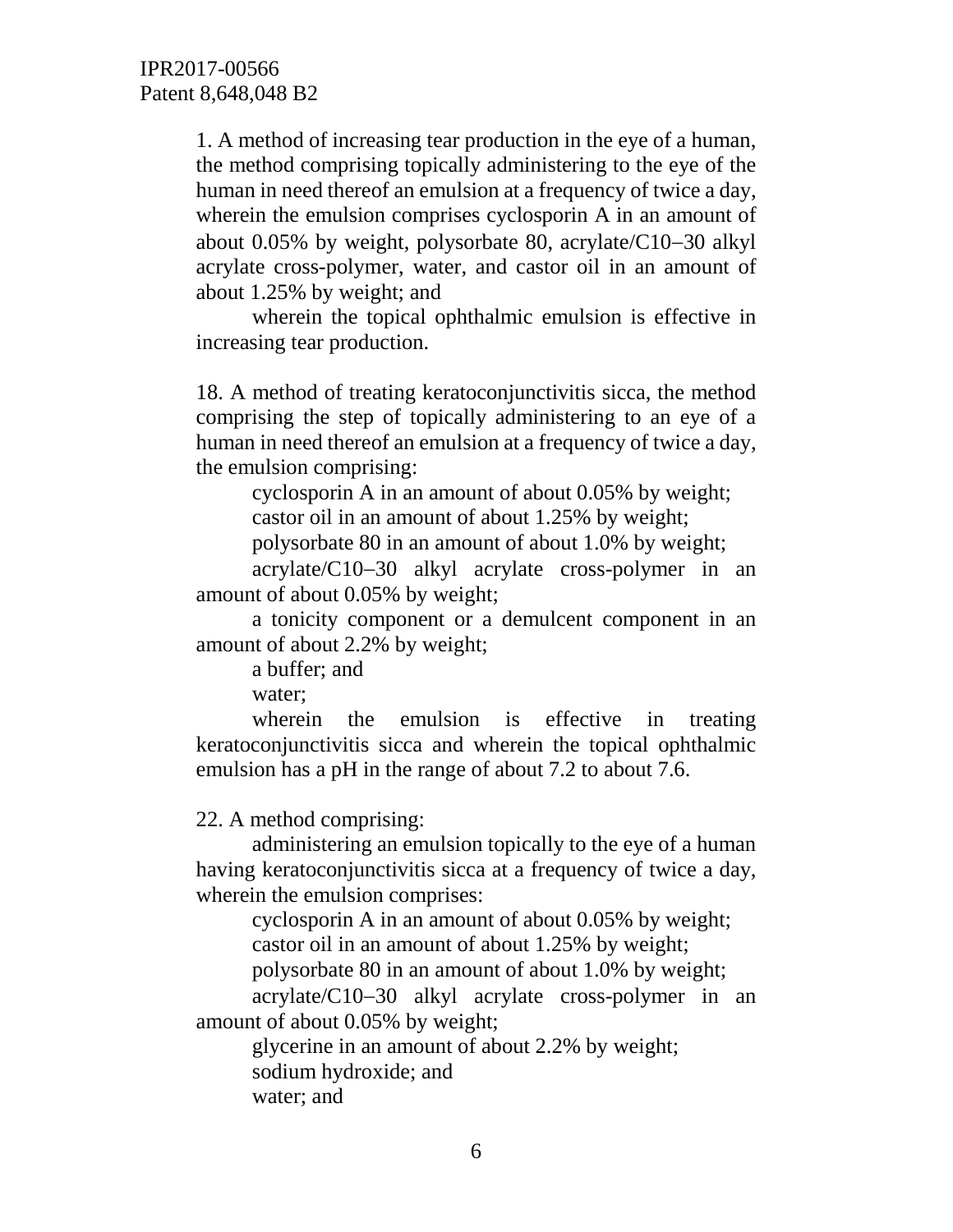1. A method of increasing tear production in the eye of a human, the method comprising topically administering to the eye of the human in need thereof an emulsion at a frequency of twice a day, wherein the emulsion comprises cyclosporin A in an amount of about 0.05% by weight, polysorbate 80, acrylate/C10–30 alkyl acrylate cross-polymer, water, and castor oil in an amount of about 1.25% by weight; and

wherein the topical ophthalmic emulsion is effective in increasing tear production.

18. A method of treating keratoconjunctivitis sicca, the method comprising the step of topically administering to an eye of a human in need thereof an emulsion at a frequency of twice a day, the emulsion comprising:

cyclosporin A in an amount of about 0.05% by weight;

castor oil in an amount of about 1.25% by weight;

polysorbate 80 in an amount of about 1.0% by weight;

acrylate/C10–30 alkyl acrylate cross-polymer in an amount of about 0.05% by weight;

a tonicity component or a demulcent component in an amount of about 2.2% by weight;

a buffer; and

water;

wherein the emulsion is effective in treating keratoconjunctivitis sicca and wherein the topical ophthalmic emulsion has a pH in the range of about 7.2 to about 7.6.

22. A method comprising:

administering an emulsion topically to the eye of a human having keratoconjunctivitis sicca at a frequency of twice a day, wherein the emulsion comprises:

cyclosporin A in an amount of about 0.05% by weight;

castor oil in an amount of about 1.25% by weight;

polysorbate 80 in an amount of about 1.0% by weight;

acrylate/C10–30 alkyl acrylate cross-polymer in an amount of about 0.05% by weight;

glycerine in an amount of about 2.2% by weight;

sodium hydroxide; and

water; and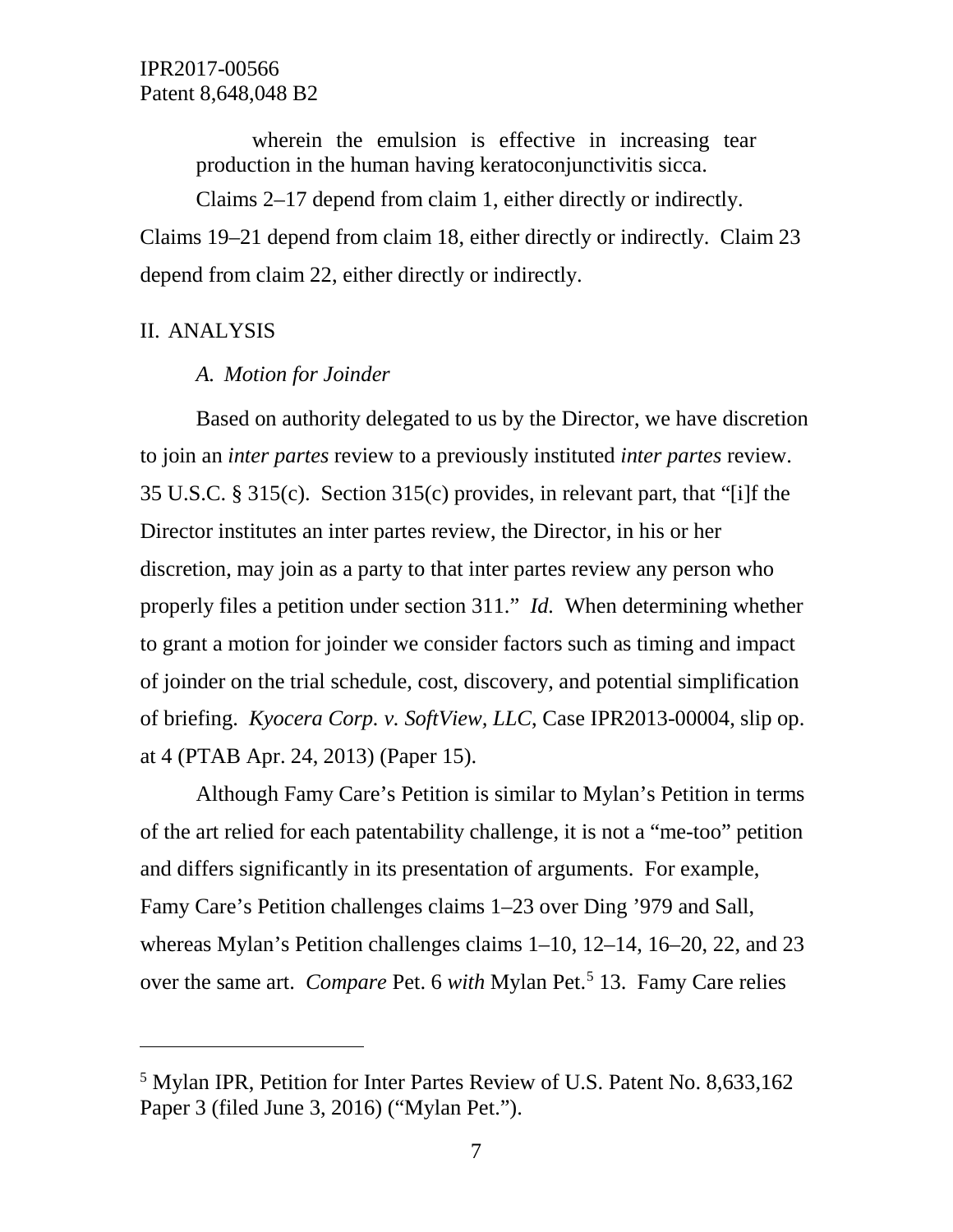wherein the emulsion is effective in increasing tear production in the human having keratoconjunctivitis sicca.

Claims 2–17 depend from claim 1, either directly or indirectly. Claims 19–21 depend from claim 18, either directly or indirectly. Claim 23 depend from claim 22, either directly or indirectly.

## II. ANALYSIS

### *A. Motion for Joinder*

Based on authority delegated to us by the Director, we have discretion to join an *inter partes* review to a previously instituted *inter partes* review. 35 U.S.C. § 315(c). Section 315(c) provides, in relevant part, that "[i]f the Director institutes an inter partes review, the Director, in his or her discretion, may join as a party to that inter partes review any person who properly files a petition under section 311." *Id.* When determining whether to grant a motion for joinder we consider factors such as timing and impact of joinder on the trial schedule, cost, discovery, and potential simplification of briefing. *Kyocera Corp. v. SoftView, LLC*, Case IPR2013-00004, slip op. at 4 (PTAB Apr. 24, 2013) (Paper 15).

Although Famy Care's Petition is similar to Mylan's Petition in terms of the art relied for each patentability challenge, it is not a "me-too" petition and differs significantly in its presentation of arguments. For example, Famy Care's Petition challenges claims 1–23 over Ding '979 and Sall, whereas Mylan's Petition challenges claims 1–10, 12–14, 16–20, 22, and 23 over the same art. *Compare* Pet. 6 *with* Mylan Pet.[5] 13. Famy Care relies

---

[5] Mylan IPR, Petition for Inter Partes Review of U.S. Patent No. 8,633,162 Paper 3 (filed June 3, 2016) ("Mylan Pet.").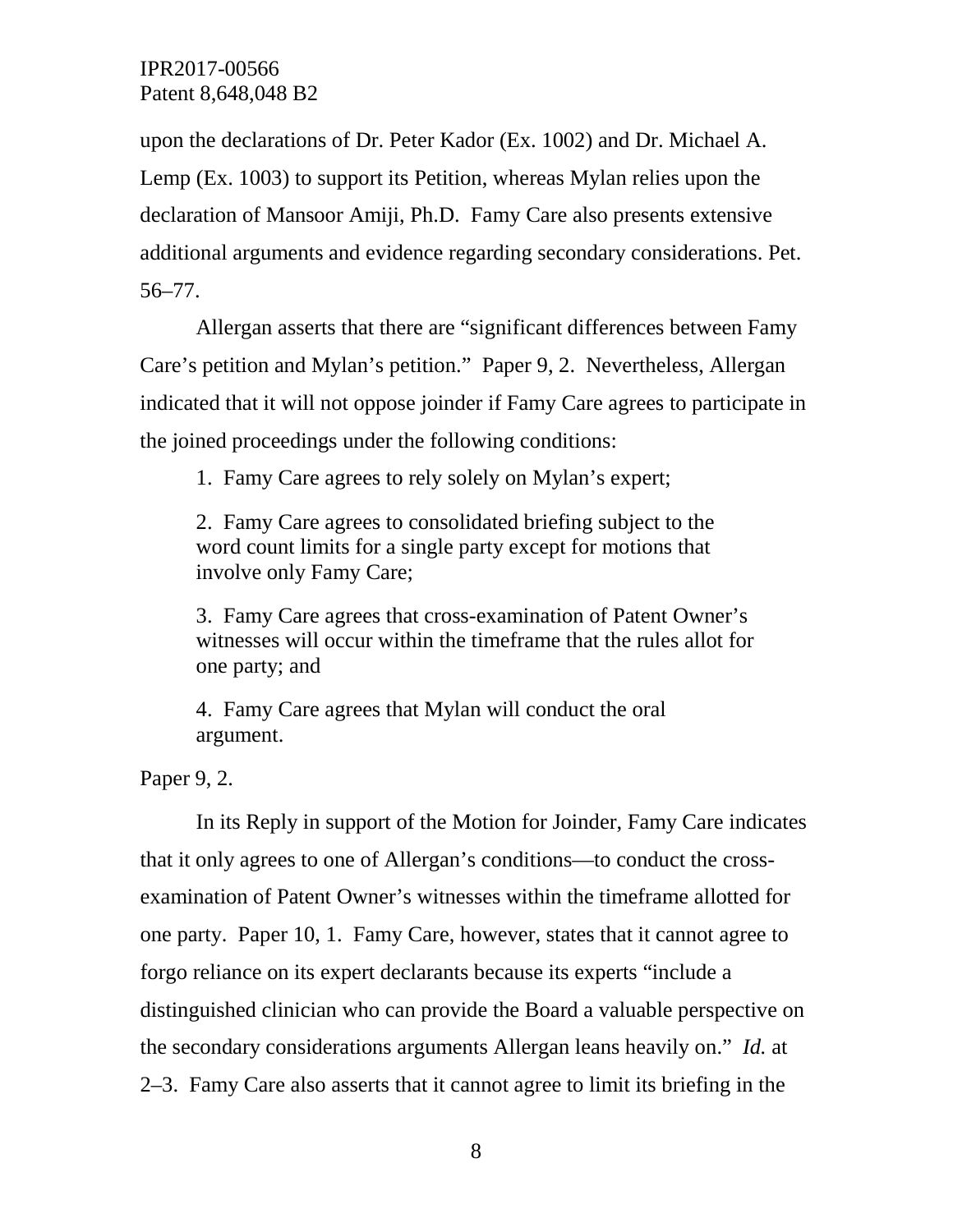upon the declarations of Dr. Peter Kador (Ex. 1002) and Dr. Michael A. Lemp (Ex. 1003) to support its Petition, whereas Mylan relies upon the declaration of Mansoor Amiji, Ph.D. Famy Care also presents extensive additional arguments and evidence regarding secondary considerations. Pet. 56–77.

Allergan asserts that there are "significant differences between Famy Care's petition and Mylan's petition." Paper 9, 2. Nevertheless, Allergan indicated that it will not oppose joinder if Famy Care agrees to participate in the joined proceedings under the following conditions:

> 1. Famy Care agrees to rely solely on Mylan's expert;
>
> 2. Famy Care agrees to consolidated briefing subject to the word count limits for a single party except for motions that involve only Famy Care;
>
> 3. Famy Care agrees that cross-examination of Patent Owner's witnesses will occur within the timeframe that the rules allot for one party; and
>
> 4. Famy Care agrees that Mylan will conduct the oral argument.

Paper 9, 2.

In its Reply in support of the Motion for Joinder, Famy Care indicates that it only agrees to one of Allergan's conditions—to conduct the cross-examination of Patent Owner's witnesses within the timeframe allotted for one party. Paper 10, 1. Famy Care, however, states that it cannot agree to forgo reliance on its expert declarants because its experts "include a distinguished clinician who can provide the Board a valuable perspective on the secondary considerations arguments Allergan leans heavily on." *Id.* at 2–3. Famy Care also asserts that it cannot agree to limit its briefing in the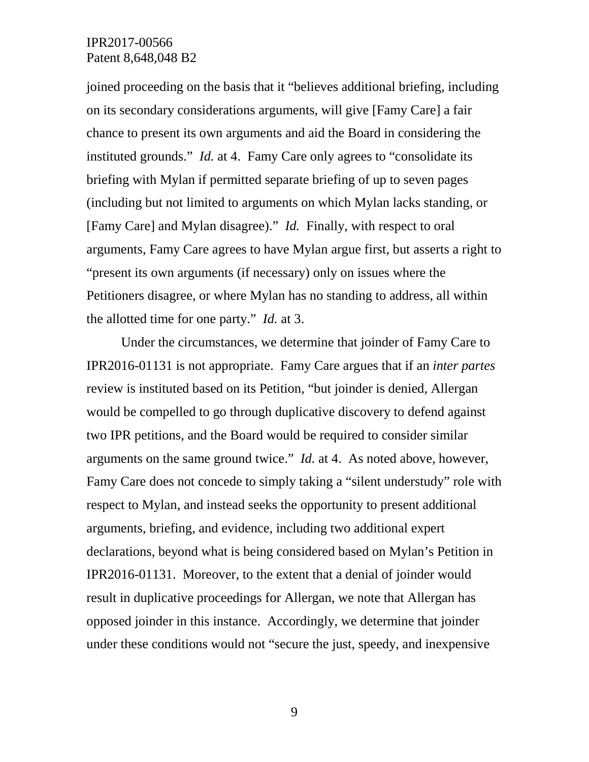joined proceeding on the basis that it "believes additional briefing, including on its secondary considerations arguments, will give [Famy Care] a fair chance to present its own arguments and aid the Board in considering the instituted grounds." *Id.* at 4. Famy Care only agrees to "consolidate its briefing with Mylan if permitted separate briefing of up to seven pages (including but not limited to arguments on which Mylan lacks standing, or [Famy Care] and Mylan disagree)." *Id.* Finally, with respect to oral arguments, Famy Care agrees to have Mylan argue first, but asserts a right to "present its own arguments (if necessary) only on issues where the Petitioners disagree, or where Mylan has no standing to address, all within the allotted time for one party." *Id.* at 3.

Under the circumstances, we determine that joinder of Famy Care to IPR2016-01131 is not appropriate. Famy Care argues that if an *inter partes* review is instituted based on its Petition, "but joinder is denied, Allergan would be compelled to go through duplicative discovery to defend against two IPR petitions, and the Board would be required to consider similar arguments on the same ground twice." *Id.* at 4. As noted above, however, Famy Care does not concede to simply taking a "silent understudy" role with respect to Mylan, and instead seeks the opportunity to present additional arguments, briefing, and evidence, including two additional expert declarations, beyond what is being considered based on Mylan's Petition in IPR2016-01131. Moreover, to the extent that a denial of joinder would result in duplicative proceedings for Allergan, we note that Allergan has opposed joinder in this instance. Accordingly, we determine that joinder under these conditions would not "secure the just, speedy, and inexpensive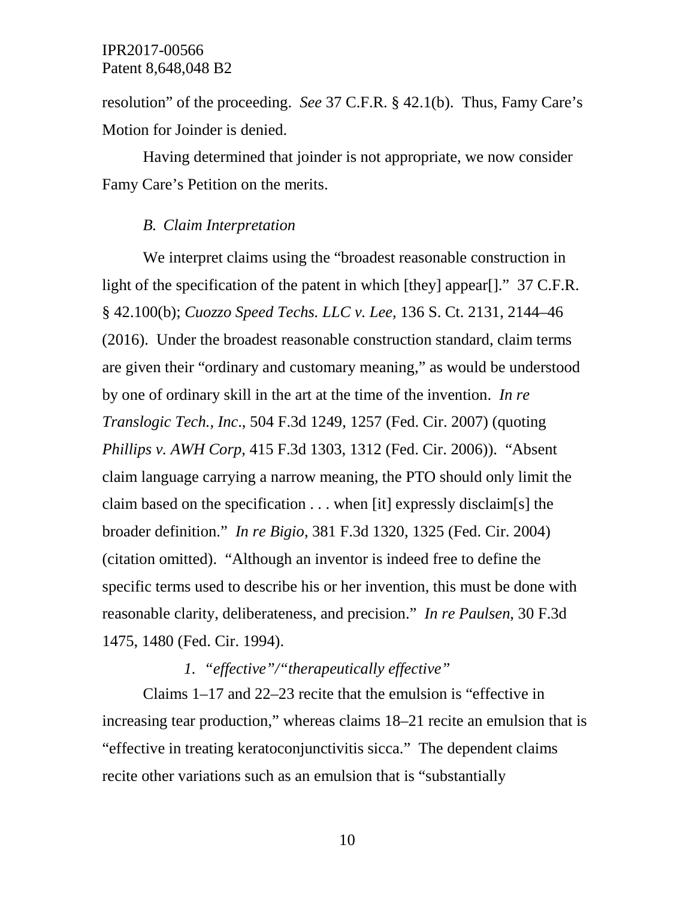resolution" of the proceeding. *See* 37 C.F.R. § 42.1(b). Thus, Famy Care's Motion for Joinder is denied.

Having determined that joinder is not appropriate, we now consider Famy Care's Petition on the merits.

### *B. Claim Interpretation*

We interpret claims using the "broadest reasonable construction in light of the specification of the patent in which [they] appear[]." 37 C.F.R. § 42.100(b); *Cuozzo Speed Techs. LLC v. Lee*, 136 S. Ct. 2131, 2144–46 (2016). Under the broadest reasonable construction standard, claim terms are given their "ordinary and customary meaning," as would be understood by one of ordinary skill in the art at the time of the invention. *In re Translogic Tech., Inc*., 504 F.3d 1249, 1257 (Fed. Cir. 2007) (quoting *Phillips v. AWH Corp*, 415 F.3d 1303, 1312 (Fed. Cir. 2006)). "Absent claim language carrying a narrow meaning, the PTO should only limit the claim based on the specification . . . when [it] expressly disclaim[s] the broader definition." *In re Bigio*, 381 F.3d 1320, 1325 (Fed. Cir. 2004) (citation omitted). "Although an inventor is indeed free to define the specific terms used to describe his or her invention, this must be done with reasonable clarity, deliberateness, and precision." *In re Paulsen*, 30 F.3d 1475, 1480 (Fed. Cir. 1994).

#### *1. "effective"/"therapeutically effective"*

Claims 1–17 and 22–23 recite that the emulsion is "effective in increasing tear production," whereas claims 18–21 recite an emulsion that is "effective in treating keratoconjunctivitis sicca." The dependent claims recite other variations such as an emulsion that is "substantially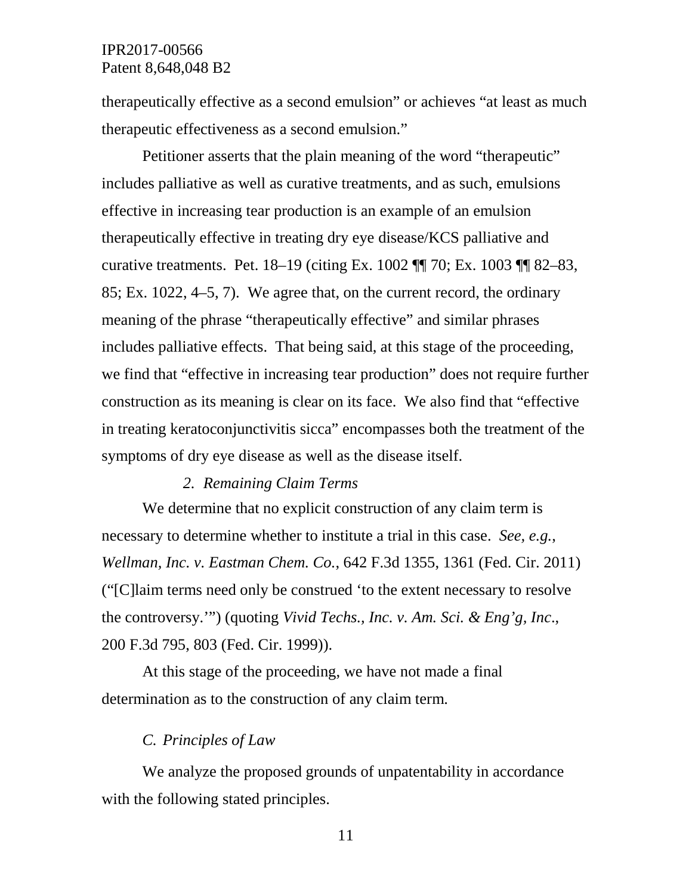therapeutically effective as a second emulsion" or achieves "at least as much therapeutic effectiveness as a second emulsion."

Petitioner asserts that the plain meaning of the word "therapeutic" includes palliative as well as curative treatments, and as such, emulsions effective in increasing tear production is an example of an emulsion therapeutically effective in treating dry eye disease/KCS palliative and curative treatments. Pet. 18–19 (citing Ex. 1002 ¶¶ 70; Ex. 1003 ¶¶ 82–83, 85; Ex. 1022, 4–5, 7). We agree that, on the current record, the ordinary meaning of the phrase "therapeutically effective" and similar phrases includes palliative effects. That being said, at this stage of the proceeding, we find that "effective in increasing tear production" does not require further construction as its meaning is clear on its face. We also find that "effective in treating keratoconjunctivitis sicca" encompasses both the treatment of the symptoms of dry eye disease as well as the disease itself.

### *2. Remaining Claim Terms*

We determine that no explicit construction of any claim term is necessary to determine whether to institute a trial in this case. *See, e.g.*, *Wellman, Inc. v. Eastman Chem. Co.*, 642 F.3d 1355, 1361 (Fed. Cir. 2011) ("[C]laim terms need only be construed 'to the extent necessary to resolve the controversy.'") (quoting *Vivid Techs., Inc. v. Am. Sci. & Eng'g, Inc.*, 200 F.3d 795, 803 (Fed. Cir. 1999)).

At this stage of the proceeding, we have not made a final determination as to the construction of any claim term.

## *C. Principles of Law*

We analyze the proposed grounds of unpatentability in accordance with the following stated principles.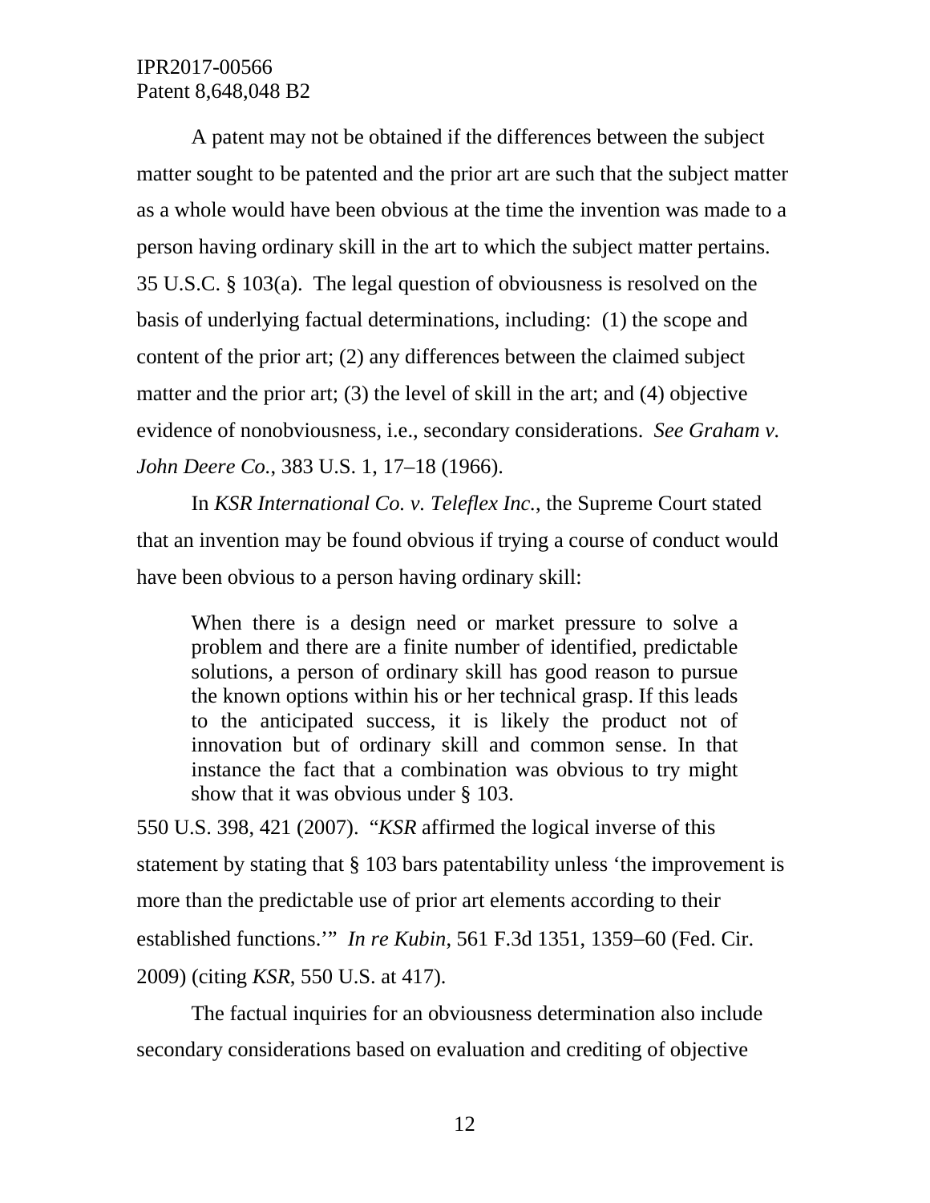A patent may not be obtained if the differences between the subject matter sought to be patented and the prior art are such that the subject matter as a whole would have been obvious at the time the invention was made to a person having ordinary skill in the art to which the subject matter pertains. 35 U.S.C. § 103(a). The legal question of obviousness is resolved on the basis of underlying factual determinations, including: (1) the scope and content of the prior art; (2) any differences between the claimed subject matter and the prior art; (3) the level of skill in the art; and (4) objective evidence of nonobviousness, i.e., secondary considerations. *See Graham v. John Deere Co.*, 383 U.S. 1, 17–18 (1966).

In *KSR International Co. v. Teleflex Inc.*, the Supreme Court stated that an invention may be found obvious if trying a course of conduct would have been obvious to a person having ordinary skill:

> When there is a design need or market pressure to solve a problem and there are a finite number of identified, predictable solutions, a person of ordinary skill has good reason to pursue the known options within his or her technical grasp. If this leads to the anticipated success, it is likely the product not of innovation but of ordinary skill and common sense. In that instance the fact that a combination was obvious to try might show that it was obvious under § 103.

550 U.S. 398, 421 (2007). "*KSR* affirmed the logical inverse of this statement by stating that § 103 bars patentability unless 'the improvement is more than the predictable use of prior art elements according to their established functions.'" *In re Kubin*, 561 F.3d 1351, 1359–60 (Fed. Cir. 2009) (citing *KSR*, 550 U.S. at 417).

The factual inquiries for an obviousness determination also include secondary considerations based on evaluation and crediting of objective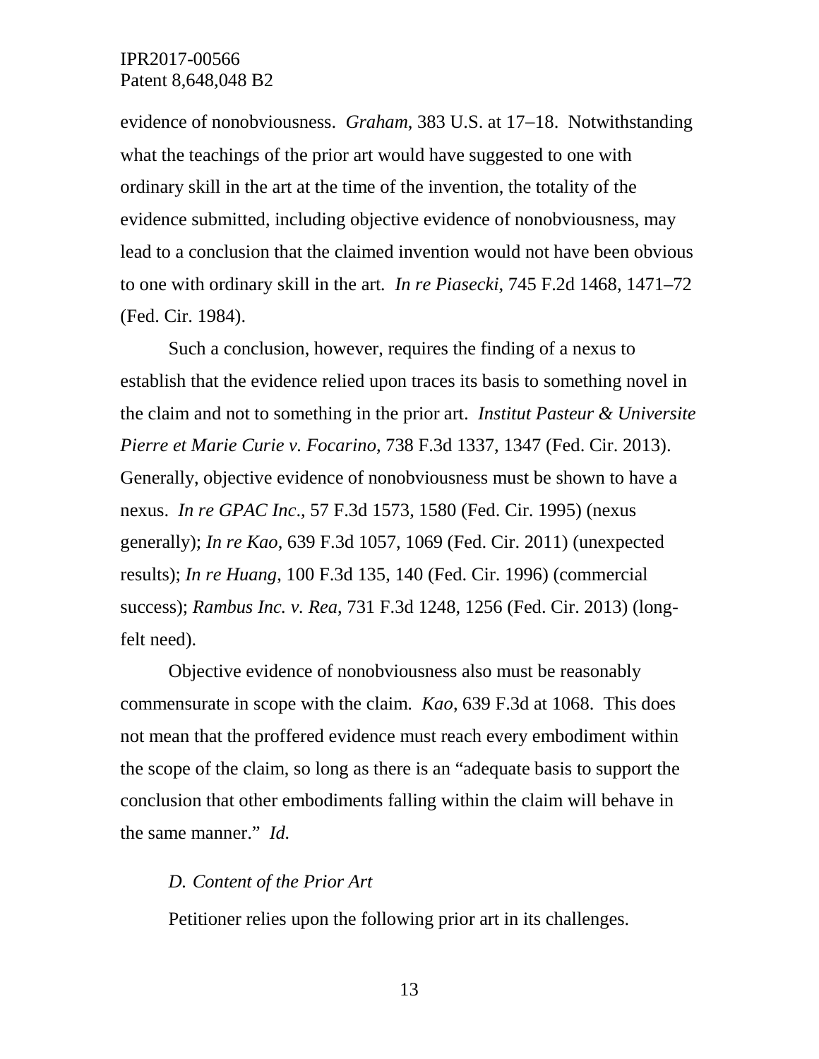evidence of nonobviousness. *Graham*, 383 U.S. at 17–18. Notwithstanding what the teachings of the prior art would have suggested to one with ordinary skill in the art at the time of the invention, the totality of the evidence submitted, including objective evidence of nonobviousness, may lead to a conclusion that the claimed invention would not have been obvious to one with ordinary skill in the art. *In re Piasecki*, 745 F.2d 1468, 1471–72 (Fed. Cir. 1984).

Such a conclusion, however, requires the finding of a nexus to establish that the evidence relied upon traces its basis to something novel in the claim and not to something in the prior art. *Institut Pasteur & Universite Pierre et Marie Curie v. Focarino*, 738 F.3d 1337, 1347 (Fed. Cir. 2013). Generally, objective evidence of nonobviousness must be shown to have a nexus. *In re GPAC Inc*., 57 F.3d 1573, 1580 (Fed. Cir. 1995) (nexus generally); *In re Kao*, 639 F.3d 1057, 1069 (Fed. Cir. 2011) (unexpected results); *In re Huang*, 100 F.3d 135, 140 (Fed. Cir. 1996) (commercial success); *Rambus Inc. v. Rea*, 731 F.3d 1248, 1256 (Fed. Cir. 2013) (long-felt need).

Objective evidence of nonobviousness also must be reasonably commensurate in scope with the claim. *Kao*, 639 F.3d at 1068. This does not mean that the proffered evidence must reach every embodiment within the scope of the claim, so long as there is an "adequate basis to support the conclusion that other embodiments falling within the claim will behave in the same manner." *Id.*

*D. Content of the Prior Art*

Petitioner relies upon the following prior art in its challenges.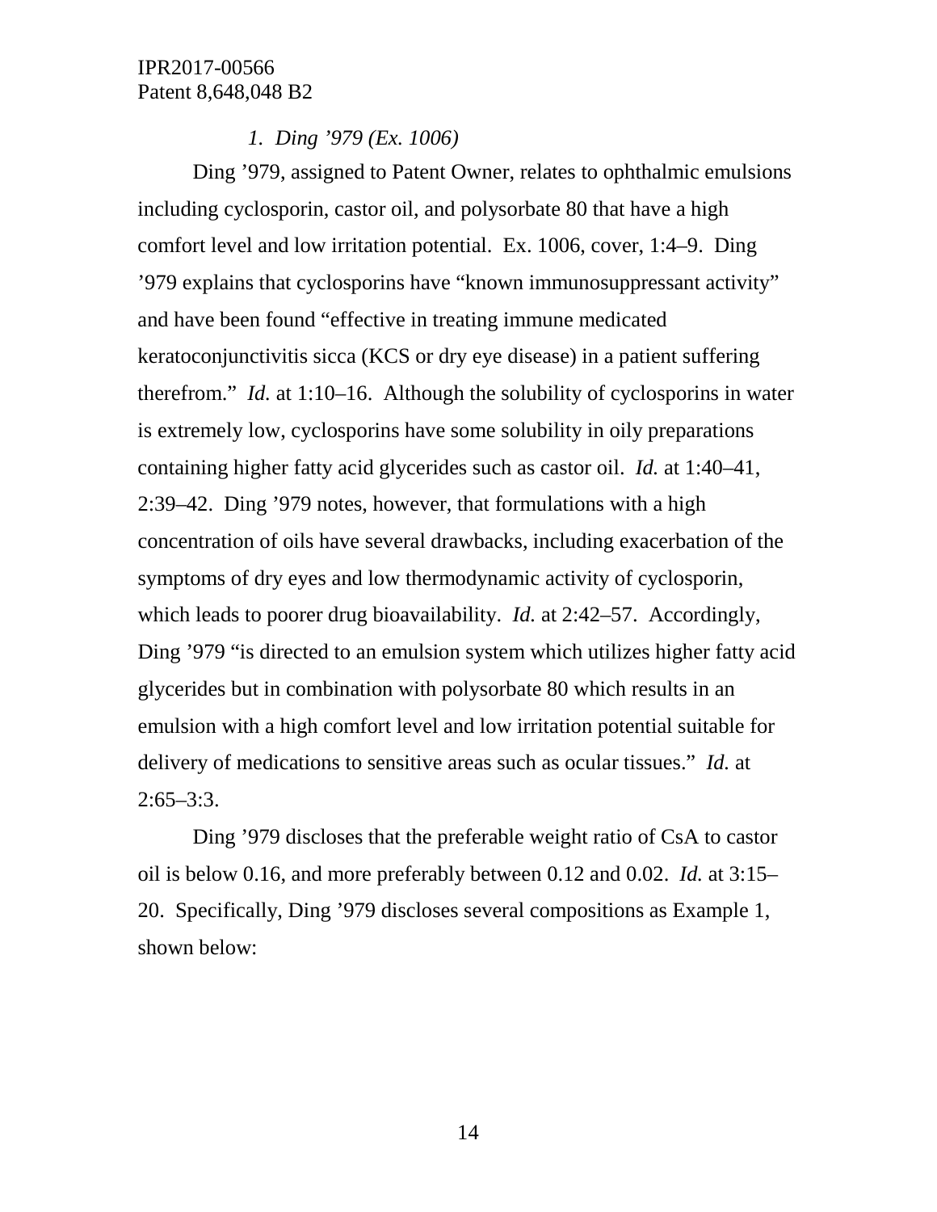*1. Ding ’979 (Ex. 1006)*

Ding ’979, assigned to Patent Owner, relates to ophthalmic emulsions including cyclosporin, castor oil, and polysorbate 80 that have a high comfort level and low irritation potential. Ex. 1006, cover, 1:4–9. Ding ’979 explains that cyclosporins have “known immunosuppressant activity” and have been found “effective in treating immune medicated keratoconjunctivitis sicca (KCS or dry eye disease) in a patient suffering therefrom.” *Id.* at 1:10–16. Although the solubility of cyclosporins in water is extremely low, cyclosporins have some solubility in oily preparations containing higher fatty acid glycerides such as castor oil. *Id.* at 1:40–41, 2:39–42. Ding ’979 notes, however, that formulations with a high concentration of oils have several drawbacks, including exacerbation of the symptoms of dry eyes and low thermodynamic activity of cyclosporin, which leads to poorer drug bioavailability. *Id.* at 2:42–57. Accordingly, Ding ’979 “is directed to an emulsion system which utilizes higher fatty acid glycerides but in combination with polysorbate 80 which results in an emulsion with a high comfort level and low irritation potential suitable for delivery of medications to sensitive areas such as ocular tissues.” *Id.* at 2:65–3:3.

Ding ’979 discloses that the preferable weight ratio of CsA to castor oil is below 0.16, and more preferably between 0.12 and 0.02. *Id.* at 3:15–20. Specifically, Ding ’979 discloses several compositions as Example 1, shown below: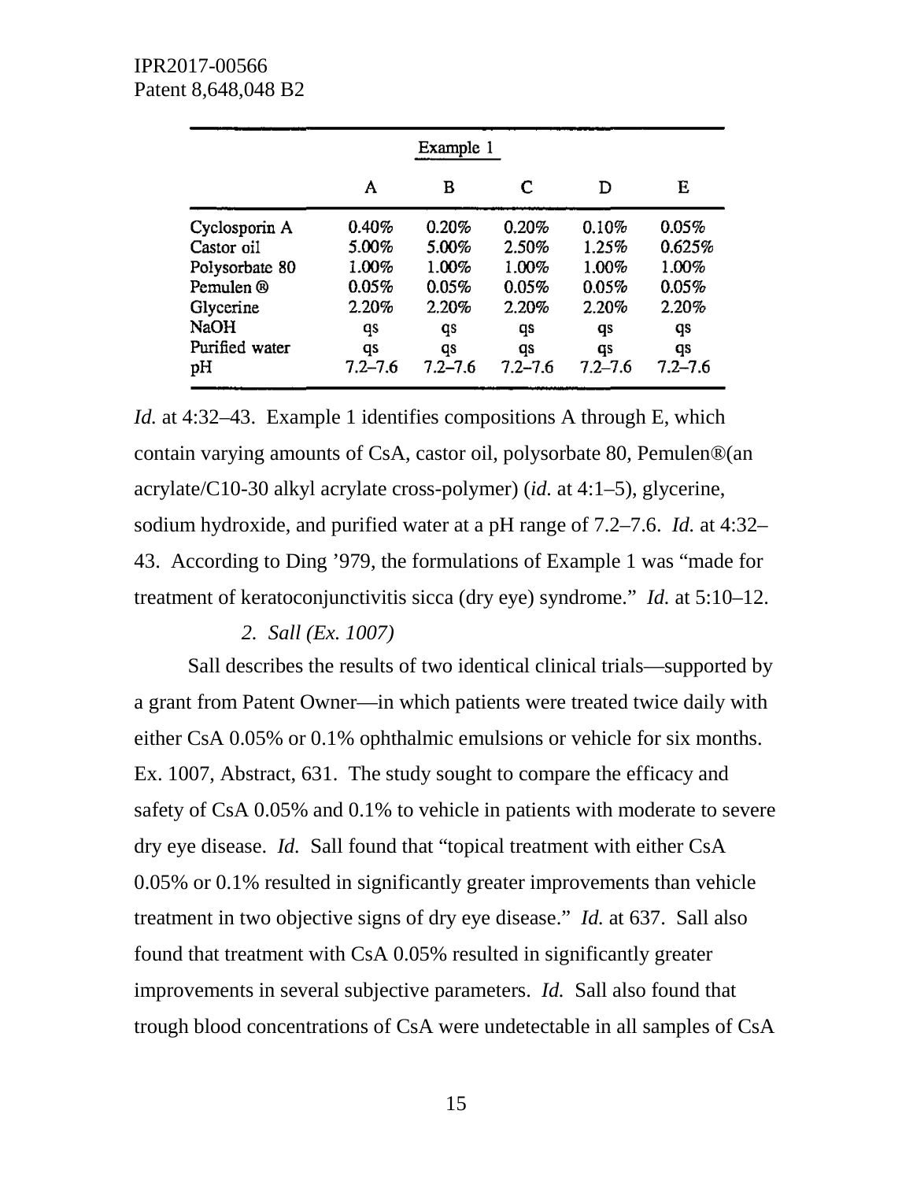| | Example 1 | | | | |
|---|---|---|---|---|---|
| | A | B | C | D | E |
| Cyclosporin A | 0.40% | 0.20% | 0.20% | 0.10% | 0.05% |
| Castor oil | 5.00% | 5.00% | 2.50% | 1.25% | 0.625% |
| Polysorbate 80 | 1.00% | 1.00% | 1.00% | 1.00% | 1.00% |
| Pemulen ® | 0.05% | 0.05% | 0.05% | 0.05% | 0.05% |
| Glycerine | 2.20% | 2.20% | 2.20% | 2.20% | 2.20% |
| NaOH | qs | qs | qs | qs | qs |
| Purified water | qs | qs | qs | qs | qs |
| pH | 7.2–7.6 | 7.2–7.6 | 7.2–7.6 | 7.2–7.6 | 7.2–7.6 |

*Id.* at 4:32–43. Example 1 identifies compositions A through E, which contain varying amounts of CsA, castor oil, polysorbate 80, Pemulen®(an acrylate/C10-30 alkyl acrylate cross-polymer) (*id.* at 4:1–5), glycerine, sodium hydroxide, and purified water at a pH range of 7.2–7.6. *Id.* at 4:32–43. According to Ding '979, the formulations of Example 1 was "made for treatment of keratoconjunctivitis sicca (dry eye) syndrome." *Id.* at 5:10–12.

*2. Sall (Ex. 1007)*

Sall describes the results of two identical clinical trials—supported by a grant from Patent Owner—in which patients were treated twice daily with either CsA 0.05% or 0.1% ophthalmic emulsions or vehicle for six months. Ex. 1007, Abstract, 631. The study sought to compare the efficacy and safety of CsA 0.05% and 0.1% to vehicle in patients with moderate to severe dry eye disease. *Id.* Sall found that "topical treatment with either CsA 0.05% or 0.1% resulted in significantly greater improvements than vehicle treatment in two objective signs of dry eye disease." *Id.* at 637. Sall also found that treatment with CsA 0.05% resulted in significantly greater improvements in several subjective parameters. *Id.* Sall also found that trough blood concentrations of CsA were undetectable in all samples of CsA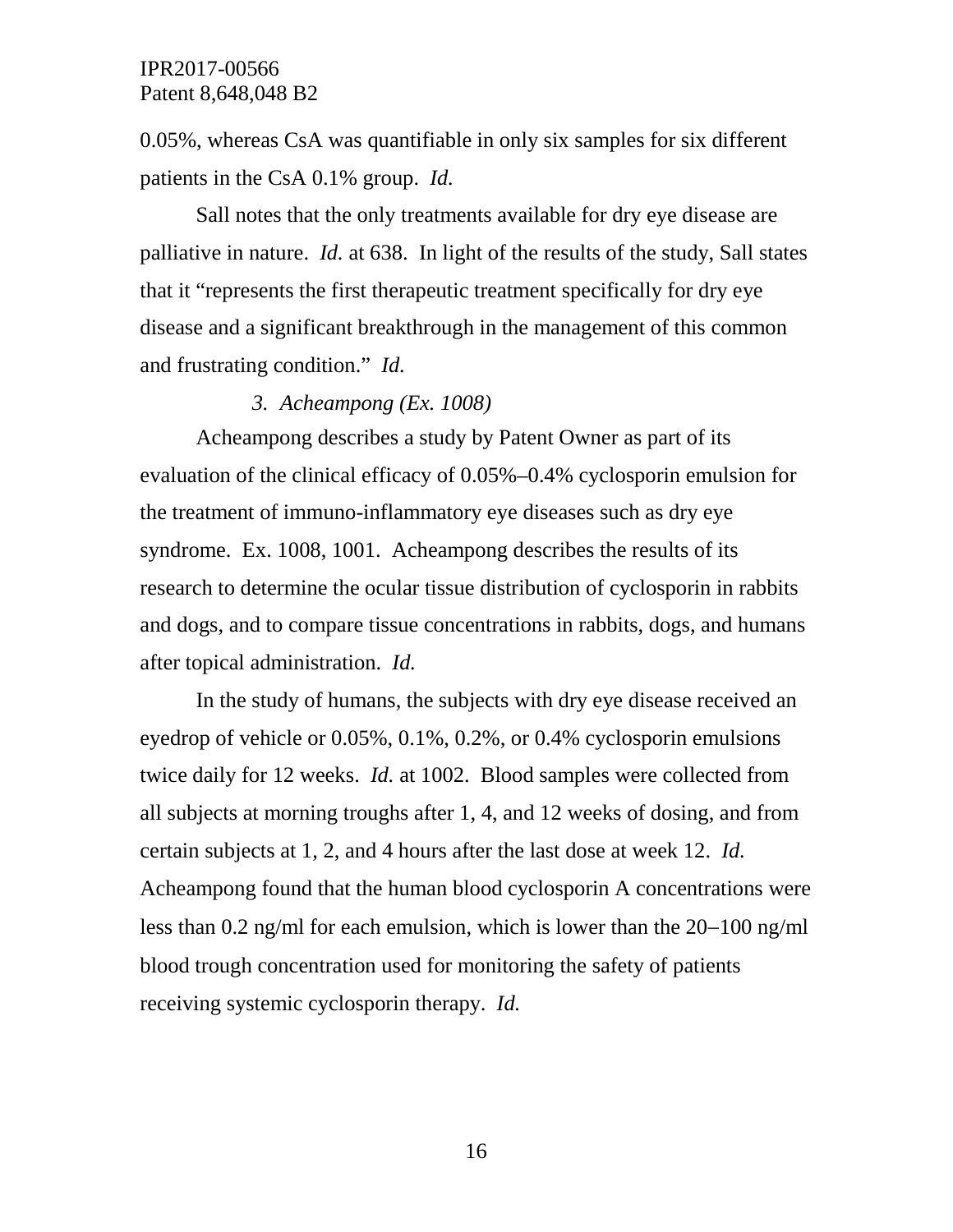0.05%, whereas CsA was quantifiable in only six samples for six different patients in the CsA 0.1% group. *Id.*

Sall notes that the only treatments available for dry eye disease are palliative in nature. *Id.* at 638. In light of the results of the study, Sall states that it "represents the first therapeutic treatment specifically for dry eye disease and a significant breakthrough in the management of this common and frustrating condition." *Id.*

*3. Acheampong (Ex. 1008)*

Acheampong describes a study by Patent Owner as part of its evaluation of the clinical efficacy of 0.05%–0.4% cyclosporin emulsion for the treatment of immuno-inflammatory eye diseases such as dry eye syndrome. Ex. 1008, 1001. Acheampong describes the results of its research to determine the ocular tissue distribution of cyclosporin in rabbits and dogs, and to compare tissue concentrations in rabbits, dogs, and humans after topical administration. *Id.*

In the study of humans, the subjects with dry eye disease received an eyedrop of vehicle or 0.05%, 0.1%, 0.2%, or 0.4% cyclosporin emulsions twice daily for 12 weeks. *Id.* at 1002. Blood samples were collected from all subjects at morning troughs after 1, 4, and 12 weeks of dosing, and from certain subjects at 1, 2, and 4 hours after the last dose at week 12. *Id.* Acheampong found that the human blood cyclosporin A concentrations were less than 0.2 ng/ml for each emulsion, which is lower than the 20–100 ng/ml blood trough concentration used for monitoring the safety of patients receiving systemic cyclosporin therapy. *Id.*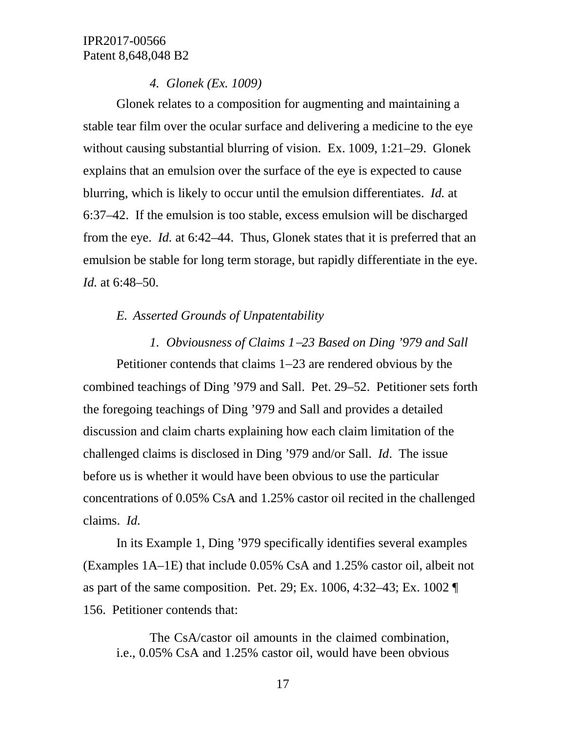*4. Glonek (Ex. 1009)*

Glonek relates to a composition for augmenting and maintaining a stable tear film over the ocular surface and delivering a medicine to the eye without causing substantial blurring of vision. Ex. 1009, 1:21–29. Glonek explains that an emulsion over the surface of the eye is expected to cause blurring, which is likely to occur until the emulsion differentiates. *Id.* at 6:37–42. If the emulsion is too stable, excess emulsion will be discharged from the eye. *Id.* at 6:42–44. Thus, Glonek states that it is preferred that an emulsion be stable for long term storage, but rapidly differentiate in the eye. *Id.* at 6:48–50.

*E. Asserted Grounds of Unpatentability*

*1. Obviousness of Claims 1–23 Based on Ding '979 and Sall*

Petitioner contends that claims 1–23 are rendered obvious by the combined teachings of Ding '979 and Sall. Pet. 29–52. Petitioner sets forth the foregoing teachings of Ding '979 and Sall and provides a detailed discussion and claim charts explaining how each claim limitation of the challenged claims is disclosed in Ding '979 and/or Sall. *Id*. The issue before us is whether it would have been obvious to use the particular concentrations of 0.05% CsA and 1.25% castor oil recited in the challenged claims. *Id.*

In its Example 1, Ding '979 specifically identifies several examples (Examples 1A–1E) that include 0.05% CsA and 1.25% castor oil, albeit not as part of the same composition. Pet. 29; Ex. 1006, 4:32–43; Ex. 1002 ¶ 156. Petitioner contends that:

> The CsA/castor oil amounts in the claimed combination, i.e., 0.05% CsA and 1.25% castor oil, would have been obvious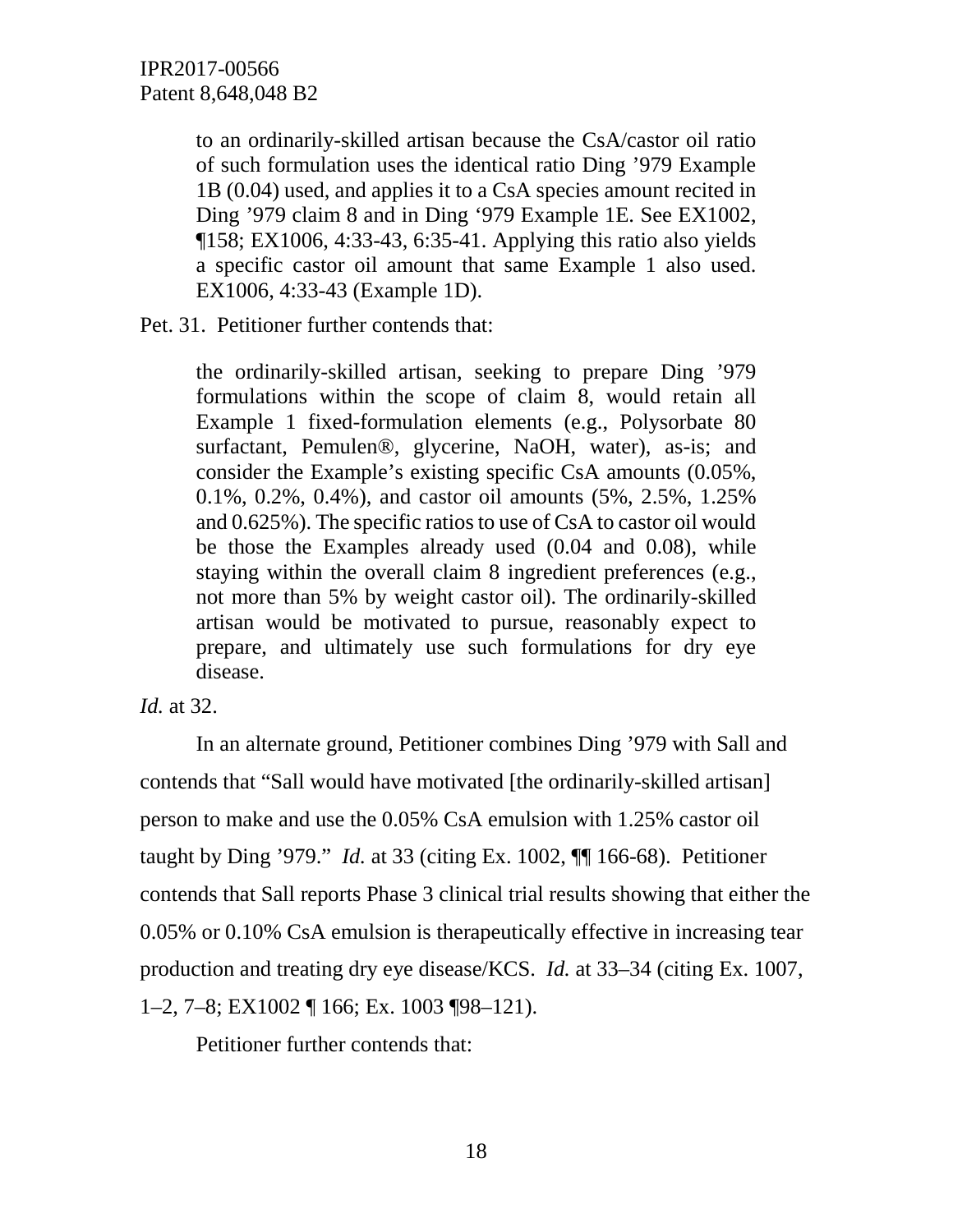> to an ordinarily-skilled artisan because the CsA/castor oil ratio of such formulation uses the identical ratio Ding '979 Example 1B (0.04) used, and applies it to a CsA species amount recited in Ding '979 claim 8 and in Ding '979 Example 1E. See EX1002, ¶158; EX1006, 4:33-43, 6:35-41. Applying this ratio also yields a specific castor oil amount that same Example 1 also used. EX1006, 4:33-43 (Example 1D).

Pet. 31. Petitioner further contends that:

> the ordinarily-skilled artisan, seeking to prepare Ding '979 formulations within the scope of claim 8, would retain all Example 1 fixed-formulation elements (e.g., Polysorbate 80 surfactant, Pemulen®, glycerine, NaOH, water), as-is; and consider the Example's existing specific CsA amounts (0.05%, 0.1%, 0.2%, 0.4%), and castor oil amounts (5%, 2.5%, 1.25% and 0.625%). The specific ratios to use of CsA to castor oil would be those the Examples already used (0.04 and 0.08), while staying within the overall claim 8 ingredient preferences (e.g., not more than 5% by weight castor oil). The ordinarily-skilled artisan would be motivated to pursue, reasonably expect to prepare, and ultimately use such formulations for dry eye disease.

*Id.* at 32.

In an alternate ground, Petitioner combines Ding '979 with Sall and contends that "Sall would have motivated [the ordinarily-skilled artisan] person to make and use the 0.05% CsA emulsion with 1.25% castor oil taught by Ding '979." *Id.* at 33 (citing Ex. 1002, ¶¶ 166-68). Petitioner contends that Sall reports Phase 3 clinical trial results showing that either the 0.05% or 0.10% CsA emulsion is therapeutically effective in increasing tear production and treating dry eye disease/KCS. *Id.* at 33–34 (citing Ex. 1007, 1–2, 7–8; EX1002 ¶ 166; Ex. 1003 ¶98–121).

Petitioner further contends that: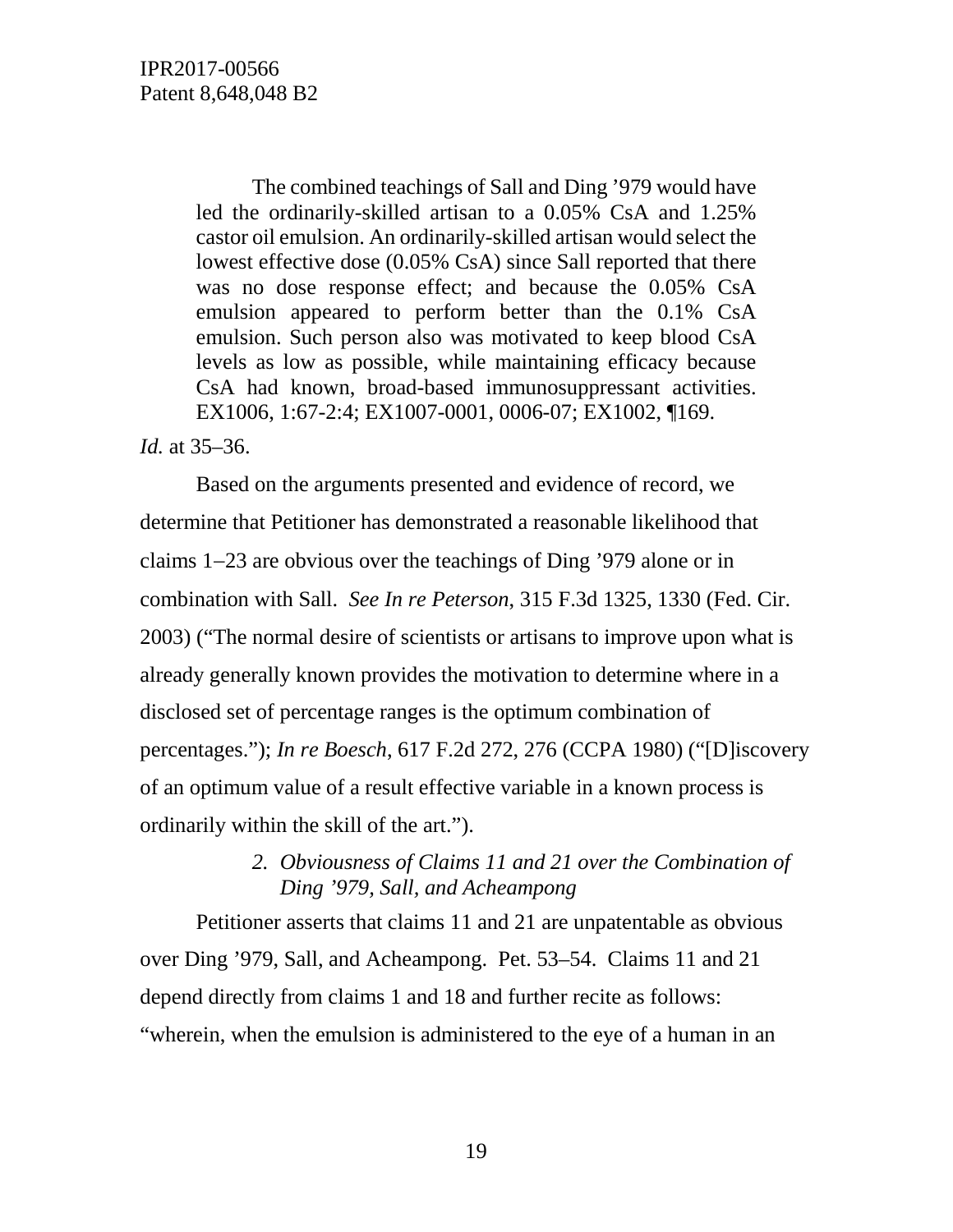> The combined teachings of Sall and Ding '979 would have led the ordinarily-skilled artisan to a 0.05% CsA and 1.25% castor oil emulsion. An ordinarily-skilled artisan would select the lowest effective dose (0.05% CsA) since Sall reported that there was no dose response effect; and because the 0.05% CsA emulsion appeared to perform better than the 0.1% CsA emulsion. Such person also was motivated to keep blood CsA levels as low as possible, while maintaining efficacy because CsA had known, broad-based immunosuppressant activities. EX1006, 1:67-2:4; EX1007-0001, 0006-07; EX1002, ¶169.

*Id.* at 35–36.

Based on the arguments presented and evidence of record, we determine that Petitioner has demonstrated a reasonable likelihood that claims 1–23 are obvious over the teachings of Ding '979 alone or in combination with Sall. *See In re Peterson*, 315 F.3d 1325, 1330 (Fed. Cir. 2003) ("The normal desire of scientists or artisans to improve upon what is already generally known provides the motivation to determine where in a disclosed set of percentage ranges is the optimum combination of percentages."); *In re Boesch*, 617 F.2d 272, 276 (CCPA 1980) ("[D]iscovery of an optimum value of a result effective variable in a known process is ordinarily within the skill of the art.").

*2. Obviousness of Claims 11 and 21 over the Combination of Ding '979, Sall, and Acheampong*

Petitioner asserts that claims 11 and 21 are unpatentable as obvious over Ding '979, Sall, and Acheampong. Pet. 53–54. Claims 11 and 21 depend directly from claims 1 and 18 and further recite as follows: "wherein, when the emulsion is administered to the eye of a human in an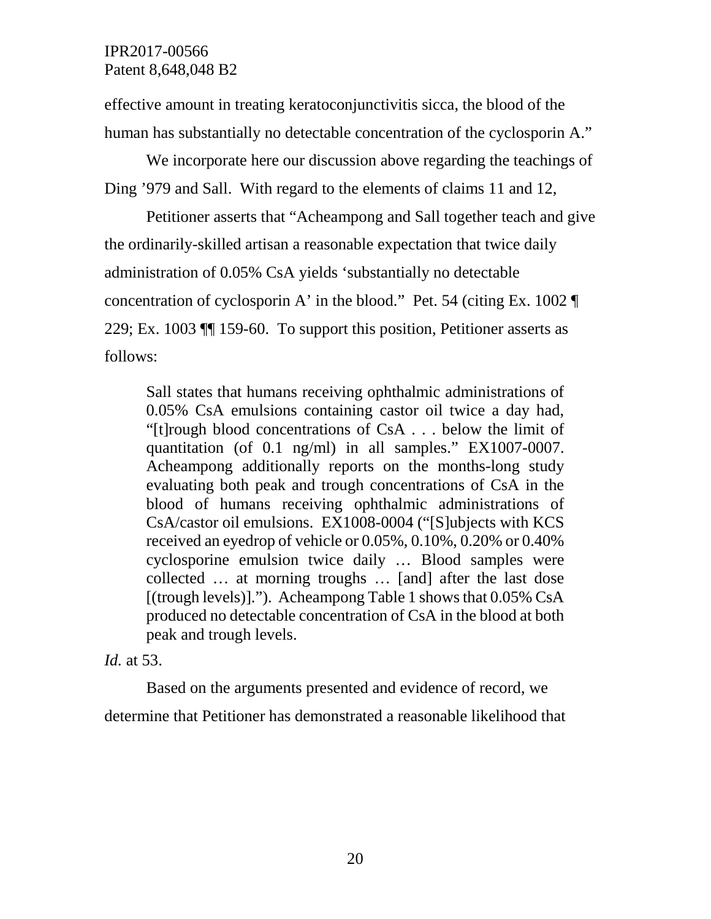effective amount in treating keratoconjunctivitis sicca, the blood of the human has substantially no detectable concentration of the cyclosporin A."

We incorporate here our discussion above regarding the teachings of Ding '979 and Sall. With regard to the elements of claims 11 and 12,

Petitioner asserts that "Acheampong and Sall together teach and give the ordinarily-skilled artisan a reasonable expectation that twice daily administration of 0.05% CsA yields 'substantially no detectable concentration of cyclosporin A' in the blood." Pet. 54 (citing Ex. 1002 ¶ 229; Ex. 1003 ¶¶ 159-60. To support this position, Petitioner asserts as follows:

> Sall states that humans receiving ophthalmic administrations of 0.05% CsA emulsions containing castor oil twice a day had, "[t]rough blood concentrations of CsA . . . below the limit of quantitation (of 0.1 ng/ml) in all samples." EX1007-0007. Acheampong additionally reports on the months-long study evaluating both peak and trough concentrations of CsA in the blood of humans receiving ophthalmic administrations of CsA/castor oil emulsions. EX1008-0004 ("[S]ubjects with KCS received an eyedrop of vehicle or 0.05%, 0.10%, 0.20% or 0.40% cyclosporine emulsion twice daily … Blood samples were collected … at morning troughs … [and] after the last dose [(trough levels)]."). Acheampong Table 1 shows that 0.05% CsA produced no detectable concentration of CsA in the blood at both peak and trough levels.

*Id.* at 53.

Based on the arguments presented and evidence of record, we determine that Petitioner has demonstrated a reasonable likelihood that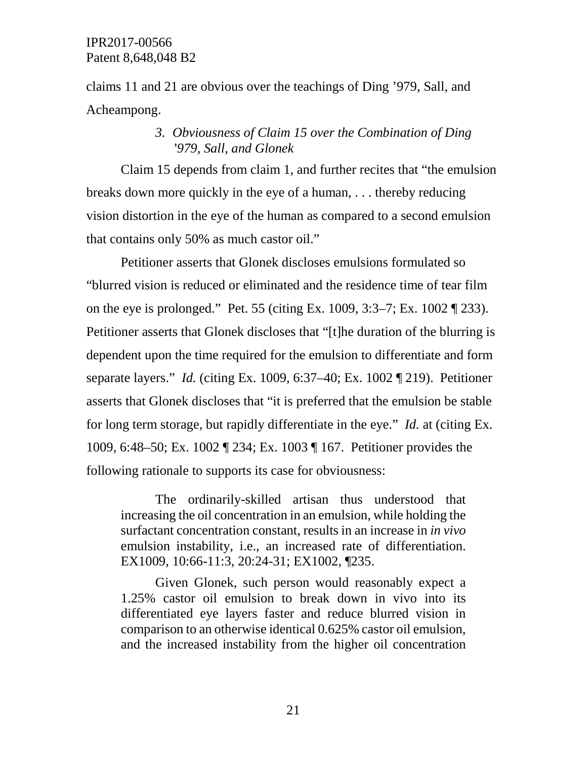claims 11 and 21 are obvious over the teachings of Ding '979, Sall, and Acheampong.

### *3. Obviousness of Claim 15 over the Combination of Ding '979, Sall, and Glonek*

Claim 15 depends from claim 1, and further recites that "the emulsion breaks down more quickly in the eye of a human, . . . thereby reducing vision distortion in the eye of the human as compared to a second emulsion that contains only 50% as much castor oil."

Petitioner asserts that Glonek discloses emulsions formulated so "blurred vision is reduced or eliminated and the residence time of tear film on the eye is prolonged." Pet. 55 (citing Ex. 1009, 3:3–7; Ex. 1002 ¶ 233). Petitioner asserts that Glonek discloses that "[t]he duration of the blurring is dependent upon the time required for the emulsion to differentiate and form separate layers." *Id.* (citing Ex. 1009, 6:37–40; Ex. 1002 ¶ 219). Petitioner asserts that Glonek discloses that "it is preferred that the emulsion be stable for long term storage, but rapidly differentiate in the eye." *Id.* at (citing Ex. 1009, 6:48–50; Ex. 1002 ¶ 234; Ex. 1003 ¶ 167. Petitioner provides the following rationale to supports its case for obviousness:

> The ordinarily-skilled artisan thus understood that increasing the oil concentration in an emulsion, while holding the surfactant concentration constant, results in an increase in *in vivo* emulsion instability, i.e., an increased rate of differentiation. EX1009, 10:66-11:3, 20:24-31; EX1002, ¶235.
>
> Given Glonek, such person would reasonably expect a 1.25% castor oil emulsion to break down in vivo into its differentiated eye layers faster and reduce blurred vision in comparison to an otherwise identical 0.625% castor oil emulsion, and the increased instability from the higher oil concentration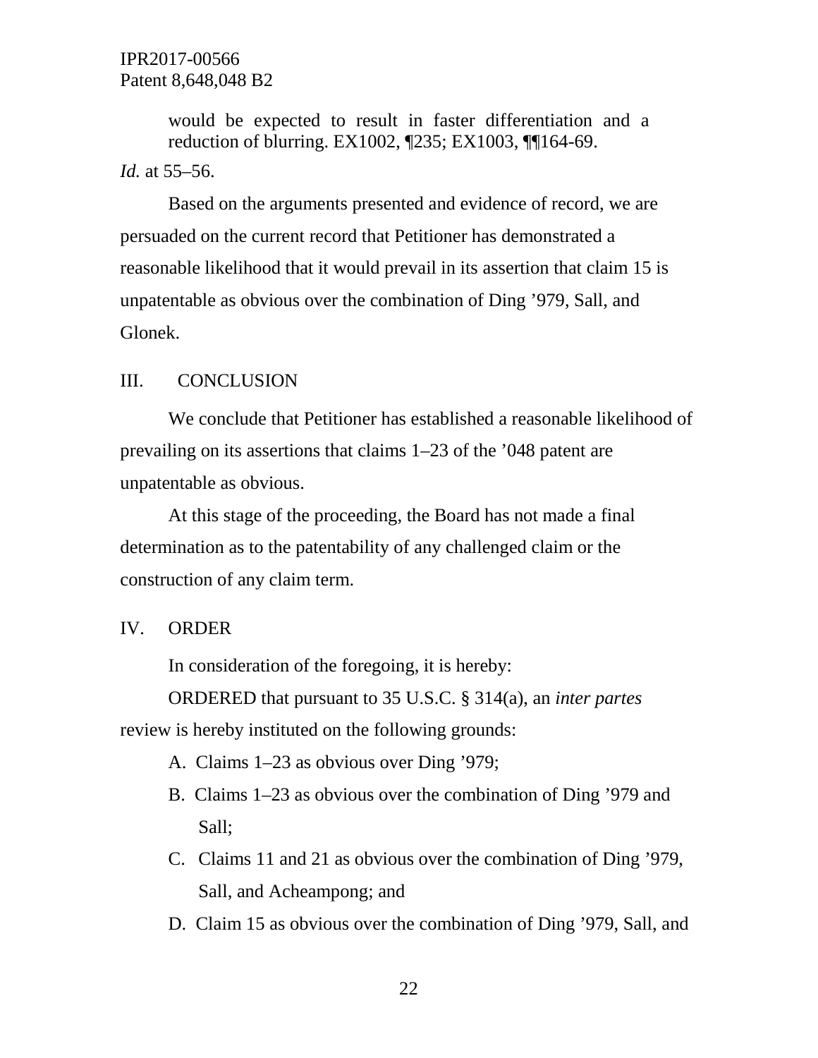> would be expected to result in faster differentiation and a reduction of blurring. EX1002, ¶235; EX1003, ¶¶164-69.

*Id.* at 55–56.

Based on the arguments presented and evidence of record, we are persuaded on the current record that Petitioner has demonstrated a reasonable likelihood that it would prevail in its assertion that claim 15 is unpatentable as obvious over the combination of Ding ’979, Sall, and Glonek.

## III. CONCLUSION

We conclude that Petitioner has established a reasonable likelihood of prevailing on its assertions that claims 1–23 of the ’048 patent are unpatentable as obvious.

At this stage of the proceeding, the Board has not made a final determination as to the patentability of any challenged claim or the construction of any claim term.

## IV. ORDER

In consideration of the foregoing, it is hereby:

ORDERED that pursuant to 35 U.S.C. § 314(a), an *inter partes* review is hereby instituted on the following grounds:

A. Claims 1–23 as obvious over Ding ’979;

B. Claims 1–23 as obvious over the combination of Ding ’979 and Sall;

C. Claims 11 and 21 as obvious over the combination of Ding ’979, Sall, and Acheampong; and

D. Claim 15 as obvious over the combination of Ding ’979, Sall, and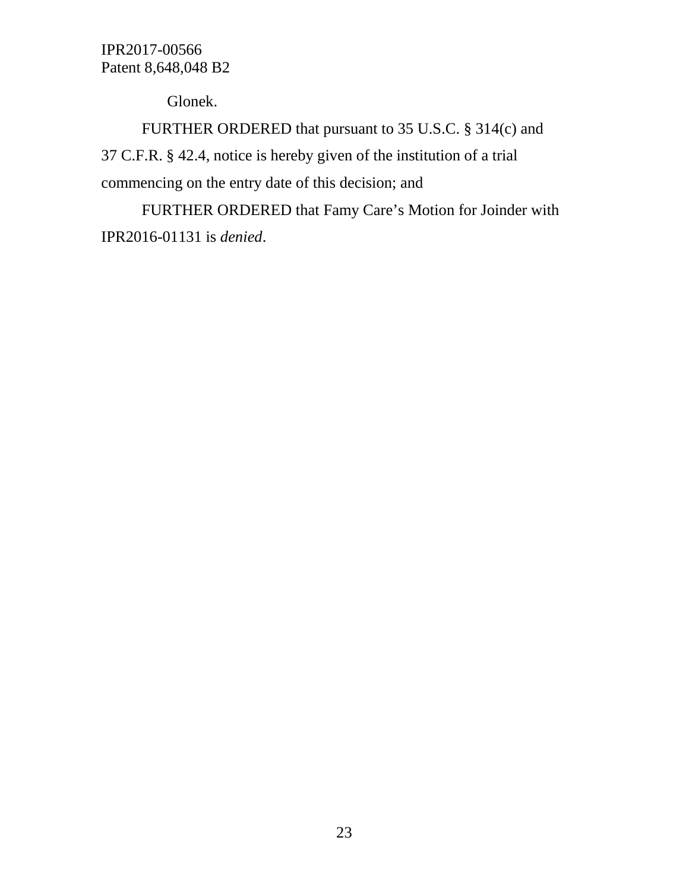Glonek.

FURTHER ORDERED that pursuant to 35 U.S.C. § 314(c) and 37 C.F.R. § 42.4, notice is hereby given of the institution of a trial commencing on the entry date of this decision; and

FURTHER ORDERED that Famy Care's Motion for Joinder with IPR2016-01131 is *denied*.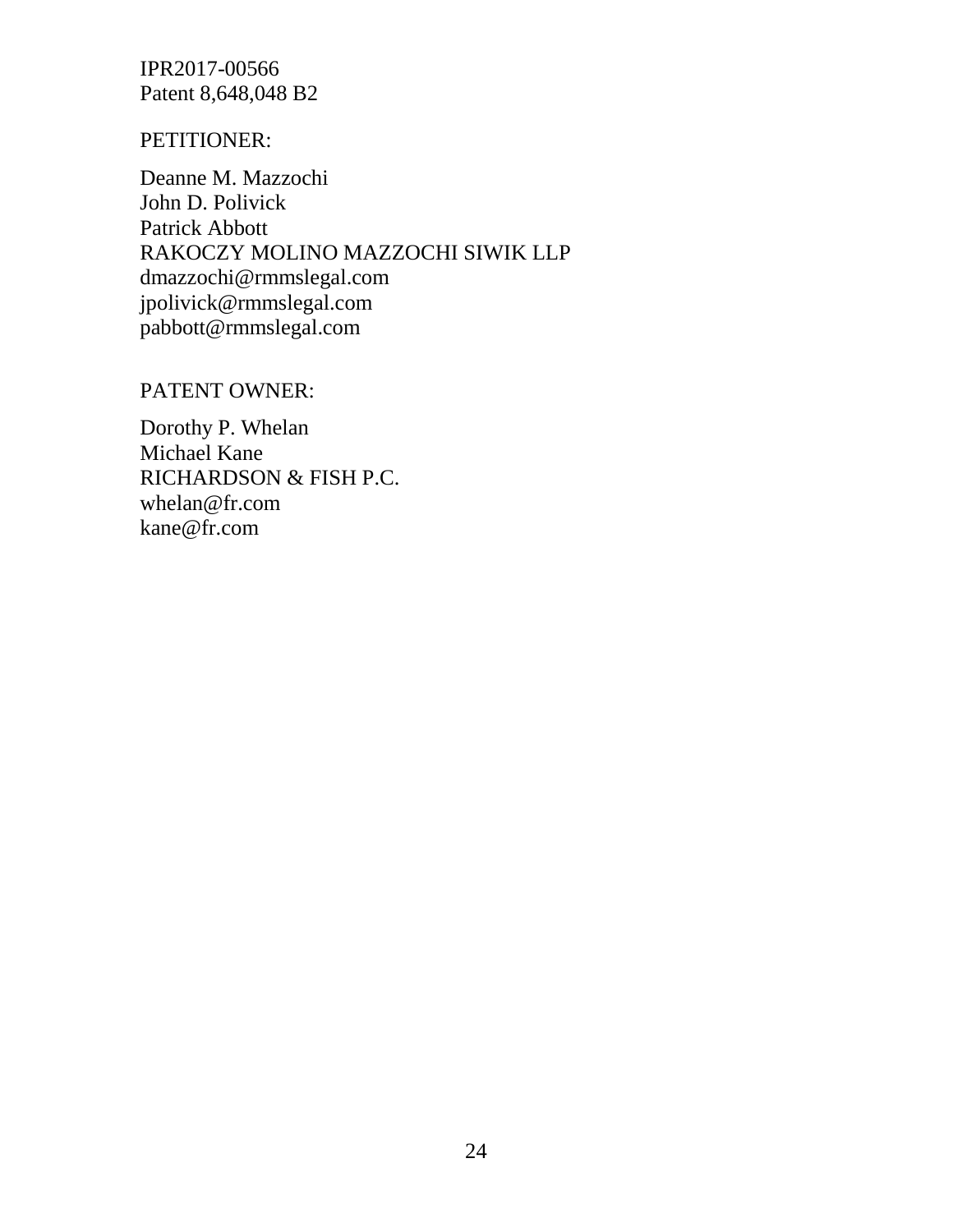PETITIONER:

Deanne M. Mazzochi
John D. Polivick
Patrick Abbott
RAKOCZY MOLINO MAZZOCHI SIWIK LLP
dmazzochi@rmmslegal.com
jpolivick@rmmslegal.com
pabbott@rmmslegal.com

PATENT OWNER:

Dorothy P. Whelan
Michael Kane
RICHARDSON & FISH P.C.
whelan@fr.com
kane@fr.com